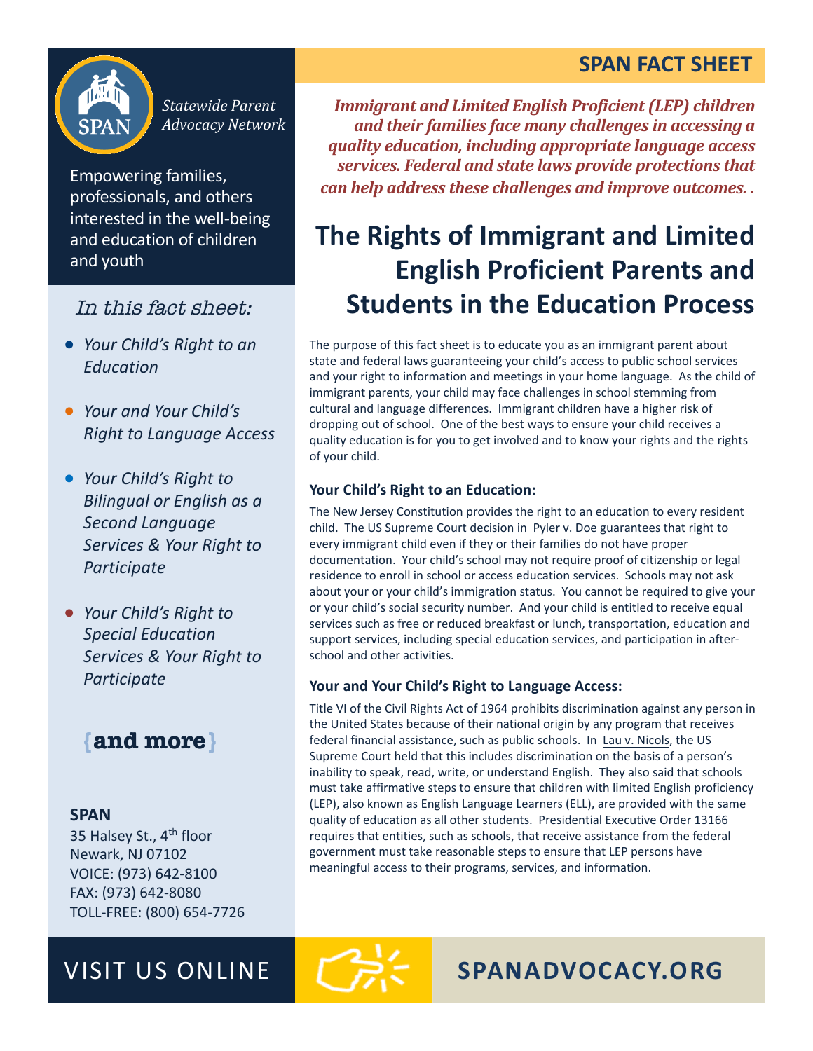**SPAN FACT SHEET**

SPAN

*Statewide Parent Advocacy Network*

Empowering families, professionals, and others interested in the well-being and education of children and youth

*In this fact sheet:*

- *Your Child's Right to an Education*
- *Your and Your Child's Right to Language Access*
- *Your Child's Right to Bilingual or English as a Second Language Services & Your Right to Participate*
- *Your Child's Right to Special Education Services & Your Right to Participate*

**{and more}**

**SPAN**
35 Halsey St., 4th floor
Newark, NJ 07102
VOICE: (973) 642-8100
FAX: (973) 642-8080
TOLL-FREE: (800) 654-7726

***Immigrant and Limited English Proficient (LEP) children and their families face many challenges in accessing a quality education, including appropriate language access services. Federal and state laws provide protections that can help address these challenges and improve outcomes. .***

# The Rights of Immigrant and Limited English Proficient Parents and Students in the Education Process

The purpose of this fact sheet is to educate you as an immigrant parent about state and federal laws guaranteeing your child's access to public school services and your right to information and meetings in your home language. As the child of immigrant parents, your child may face challenges in school stemming from cultural and language differences. Immigrant children have a higher risk of dropping out of school. One of the best ways to ensure your child receives a quality education is for you to get involved and to know your rights and the rights of your child.

### Your Child's Right to an Education:

The New Jersey Constitution provides the right to an education to every resident child. The US Supreme Court decision in Pyler v. Doe guarantees that right to every immigrant child even if they or their families do not have proper documentation. Your child's school may not require proof of citizenship or legal residence to enroll in school or access education services. Schools may not ask about your or your child's immigration status. You cannot be required to give your or your child's social security number. And your child is entitled to receive equal services such as free or reduced breakfast or lunch, transportation, education and support services, including special education services, and participation in after-school and other activities.

### Your and Your Child's Right to Language Access:

Title VI of the Civil Rights Act of 1964 prohibits discrimination against any person in the United States because of their national origin by any program that receives federal financial assistance, such as public schools. In Lau v. Nicols, the US Supreme Court held that this includes discrimination on the basis of a person's inability to speak, read, write, or understand English. They also said that schools must take affirmative steps to ensure that children with limited English proficiency (LEP), also known as English Language Learners (ELL), are provided with the same quality of education as all other students. Presidential Executive Order 13166 requires that entities, such as schools, that receive assistance from the federal government must take reasonable steps to ensure that LEP persons have meaningful access to their programs, services, and information.

VISIT US ONLINE **SPANADVOCACY.ORG**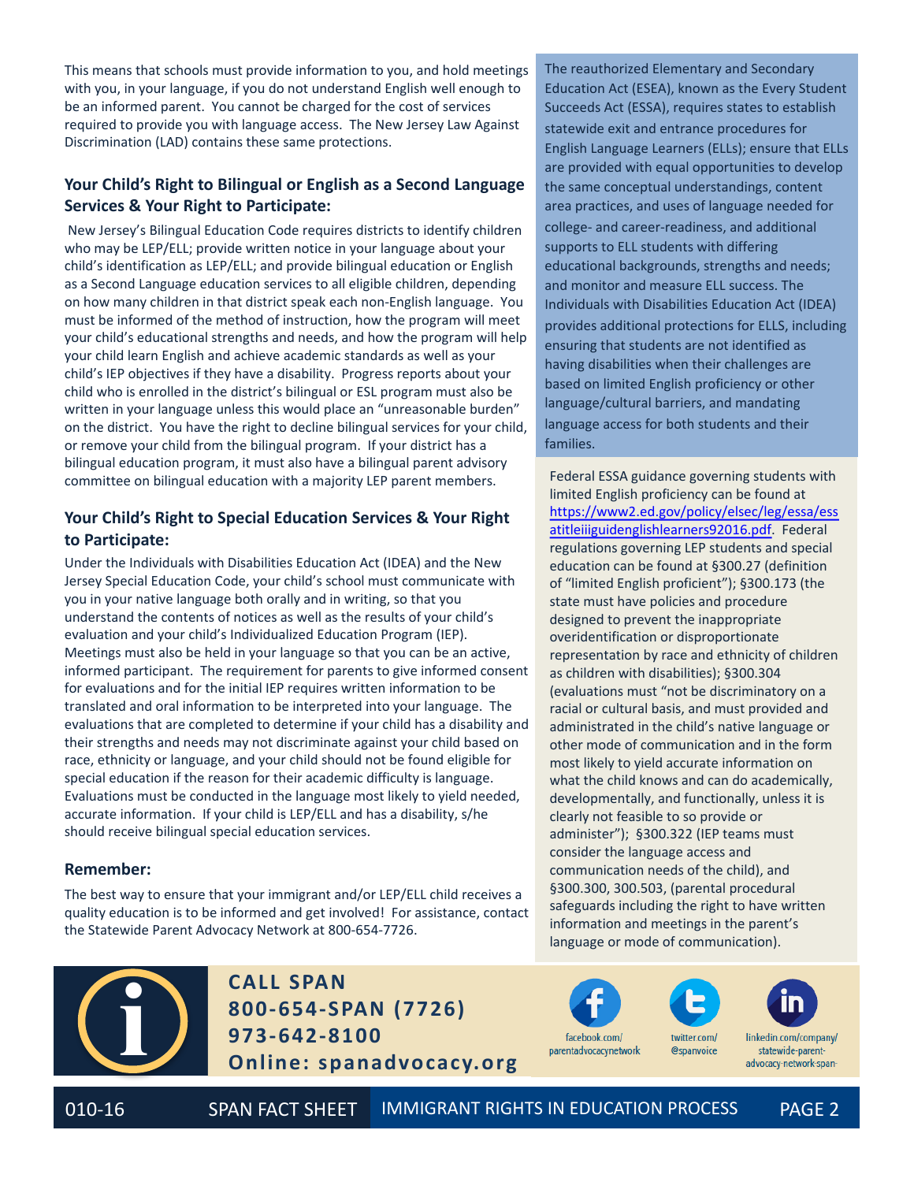This means that schools must provide information to you, and hold meetings with you, in your language, if you do not understand English well enough to be an informed parent. You cannot be charged for the cost of services required to provide you with language access. The New Jersey Law Against Discrimination (LAD) contains these same protections.

### Your Child's Right to Bilingual or English as a Second Language Services & Your Right to Participate:

New Jersey's Bilingual Education Code requires districts to identify children who may be LEP/ELL; provide written notice in your language about your child's identification as LEP/ELL; and provide bilingual education or English as a Second Language education services to all eligible children, depending on how many children in that district speak each non-English language. You must be informed of the method of instruction, how the program will meet your child's educational strengths and needs, and how the program will help your child learn English and achieve academic standards as well as your child's IEP objectives if they have a disability. Progress reports about your child who is enrolled in the district's bilingual or ESL program must also be written in your language unless this would place an "unreasonable burden" on the district. You have the right to decline bilingual services for your child, or remove your child from the bilingual program. If your district has a bilingual education program, it must also have a bilingual parent advisory committee on bilingual education with a majority LEP parent members.

### Your Child's Right to Special Education Services & Your Right to Participate:

Under the Individuals with Disabilities Education Act (IDEA) and the New Jersey Special Education Code, your child's school must communicate with you in your native language both orally and in writing, so that you understand the contents of notices as well as the results of your child's evaluation and your child's Individualized Education Program (IEP). Meetings must also be held in your language so that you can be an active, informed participant. The requirement for parents to give informed consent for evaluations and for the initial IEP requires written information to be translated and oral information to be interpreted into your language. The evaluations that are completed to determine if your child has a disability and their strengths and needs may not discriminate against your child based on race, ethnicity or language, and your child should not be found eligible for special education if the reason for their academic difficulty is language. Evaluations must be conducted in the language most likely to yield needed, accurate information. If your child is LEP/ELL and has a disability, s/he should receive bilingual special education services.

### Remember:

The best way to ensure that your immigrant and/or LEP/ELL child receives a quality education is to be informed and get involved! For assistance, contact the Statewide Parent Advocacy Network at 800-654-7726.

The reauthorized Elementary and Secondary Education Act (ESEA), known as the Every Student Succeeds Act (ESSA), requires states to establish statewide exit and entrance procedures for English Language Learners (ELLs); ensure that ELLs are provided with equal opportunities to develop the same conceptual understandings, content area practices, and uses of language needed for college- and career-readiness, and additional supports to ELL students with differing educational backgrounds, strengths and needs; and monitor and measure ELL success. The Individuals with Disabilities Education Act (IDEA) provides additional protections for ELLS, including ensuring that students are not identified as having disabilities when their challenges are based on limited English proficiency or other language/cultural barriers, and mandating language access for both students and their families.

Federal ESSA guidance governing students with limited English proficiency can be found at https://www2.ed.gov/policy/elsec/leg/essa/essatitleiiiguidenglishlearners92016.pdf. Federal regulations governing LEP students and special education can be found at §300.27 (definition of "limited English proficient"); §300.173 (the state must have policies and procedure designed to prevent the inappropriate overidentification or disproportionate representation by race and ethnicity of children as children with disabilities); §300.304 (evaluations must "not be discriminatory on a racial or cultural basis, and must provided and administrated in the child's native language or other mode of communication and in the form most likely to yield accurate information on what the child knows and can do academically, developmentally, and functionally, unless it is clearly not feasible to so provide or administer"); §300.322 (IEP teams must consider the language access and communication needs of the child), and §300.300, 300.503, (parental procedural safeguards including the right to have written information and meetings in the parent's language or mode of communication).

**CALL SPAN**
**800-654-SPAN (7726)**
**973-642-8100**
**Online: spanadvocacy.org**

facebook.com/parentadvocacynetwork
twitter.com/@spanvoice
linkedin.com/company/statewide-parent-advocacy-network-span-

010-16 SPAN FACT SHEET IMMIGRANT RIGHTS IN EDUCATION PROCESS